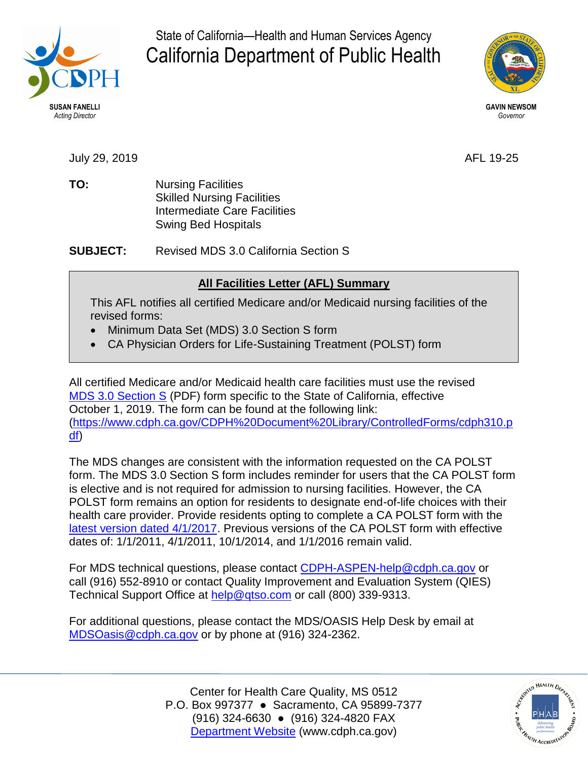State of California—Health and Human Services Agency

# California Department of Public Health

**SUSAN FANELLI**
*Acting Director*

**GAVIN NEWSOM**
*Governor*

July 29, 2019

AFL 19-25

**TO:** Nursing Facilities
Skilled Nursing Facilities
Intermediate Care Facilities
Swing Bed Hospitals

**SUBJECT:** Revised MDS 3.0 California Section S

## All Facilities Letter (AFL) Summary

This AFL notifies all certified Medicare and/or Medicaid nursing facilities of the revised forms:

- Minimum Data Set (MDS) 3.0 Section S form
- CA Physician Orders for Life-Sustaining Treatment (POLST) form

All certified Medicare and/or Medicaid health care facilities must use the revised MDS 3.0 Section S (PDF) form specific to the State of California, effective October 1, 2019. The form can be found at the following link: (https://www.cdph.ca.gov/CDPH%20Document%20Library/ControlledForms/cdph310.pdf)

The MDS changes are consistent with the information requested on the CA POLST form. The MDS 3.0 Section S form includes reminder for users that the CA POLST form is elective and is not required for admission to nursing facilities. However, the CA POLST form remains an option for residents to designate end-of-life choices with their health care provider. Provide residents opting to complete a CA POLST form with the latest version dated 4/1/2017. Previous versions of the CA POLST form with effective dates of: 1/1/2011, 4/1/2011, 10/1/2014, and 1/1/2016 remain valid.

For MDS technical questions, please contact CDPH-ASPEN-help@cdph.ca.gov or call (916) 552-8910 or contact Quality Improvement and Evaluation System (QIES) Technical Support Office at help@qtso.com or call (800) 339-9313.

For additional questions, please contact the MDS/OASIS Help Desk by email at MDSOasis@cdph.ca.gov or by phone at (916) 324-2362.

Center for Health Care Quality, MS 0512
P.O. Box 997377 ● Sacramento, CA 95899-7377
(916) 324-6630 ● (916) 324-4820 FAX
Department Website (www.cdph.ca.gov)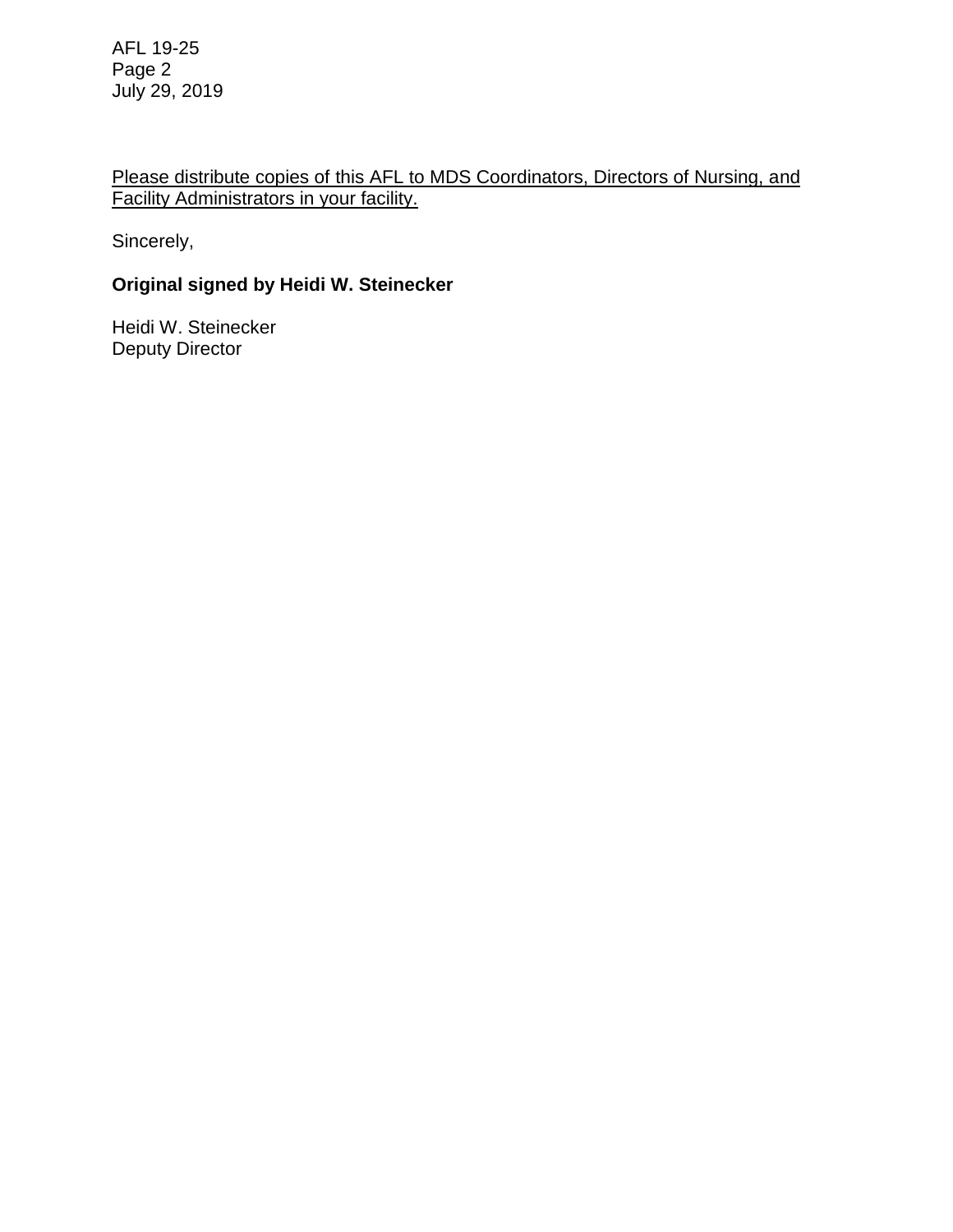Please distribute copies of this AFL to MDS Coordinators, Directors of Nursing, and Facility Administrators in your facility.

Sincerely,

**Original signed by Heidi W. Steinecker**

Heidi W. Steinecker
Deputy Director